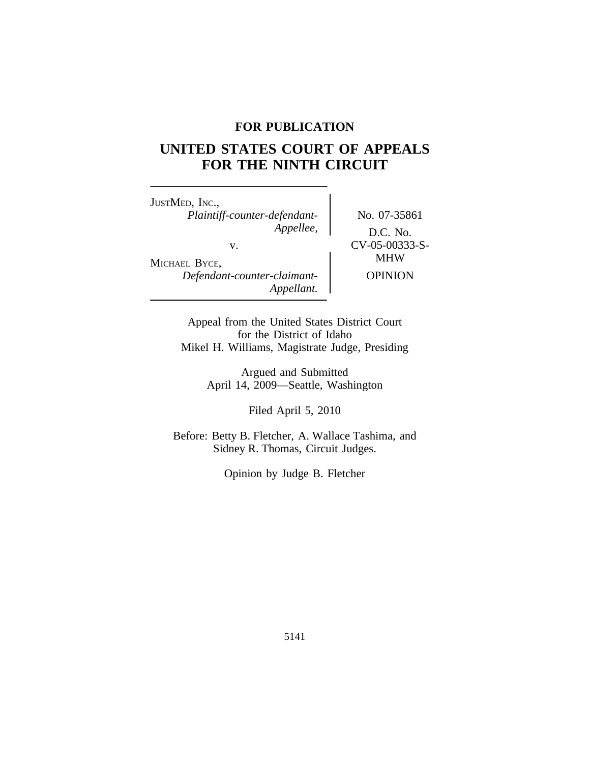**FOR PUBLICATION**

# UNITED STATES COURT OF APPEALS FOR THE NINTH CIRCUIT

JUSTMED, INC.,
*Plaintiff-counter-defendant-Appellee,*

v.

MICHAEL BYCE,
*Defendant-counter-claimant-Appellant.*

No. 07-35861

D.C. No. CV-05-00333-S-MHW

OPINION

Appeal from the United States District Court for the District of Idaho
Mikel H. Williams, Magistrate Judge, Presiding

Argued and Submitted
April 14, 2009—Seattle, Washington

Filed April 5, 2010

Before: Betty B. Fletcher, A. Wallace Tashima, and Sidney R. Thomas, Circuit Judges.

Opinion by Judge B. Fletcher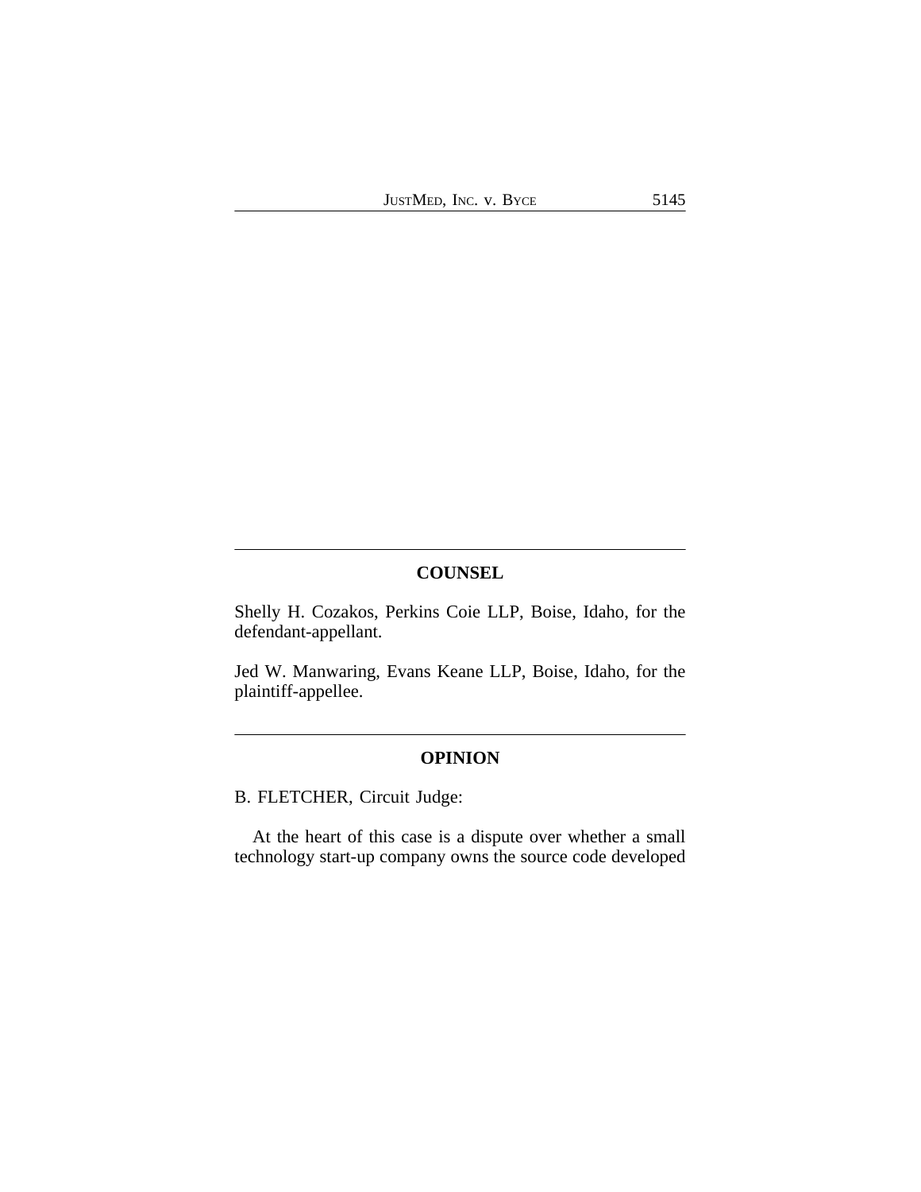## COUNSEL

Shelly H. Cozakos, Perkins Coie LLP, Boise, Idaho, for the defendant-appellant.

Jed W. Manwaring, Evans Keane LLP, Boise, Idaho, for the plaintiff-appellee.

## OPINION

B. FLETCHER, Circuit Judge:

At the heart of this case is a dispute over whether a small technology start-up company owns the source code developed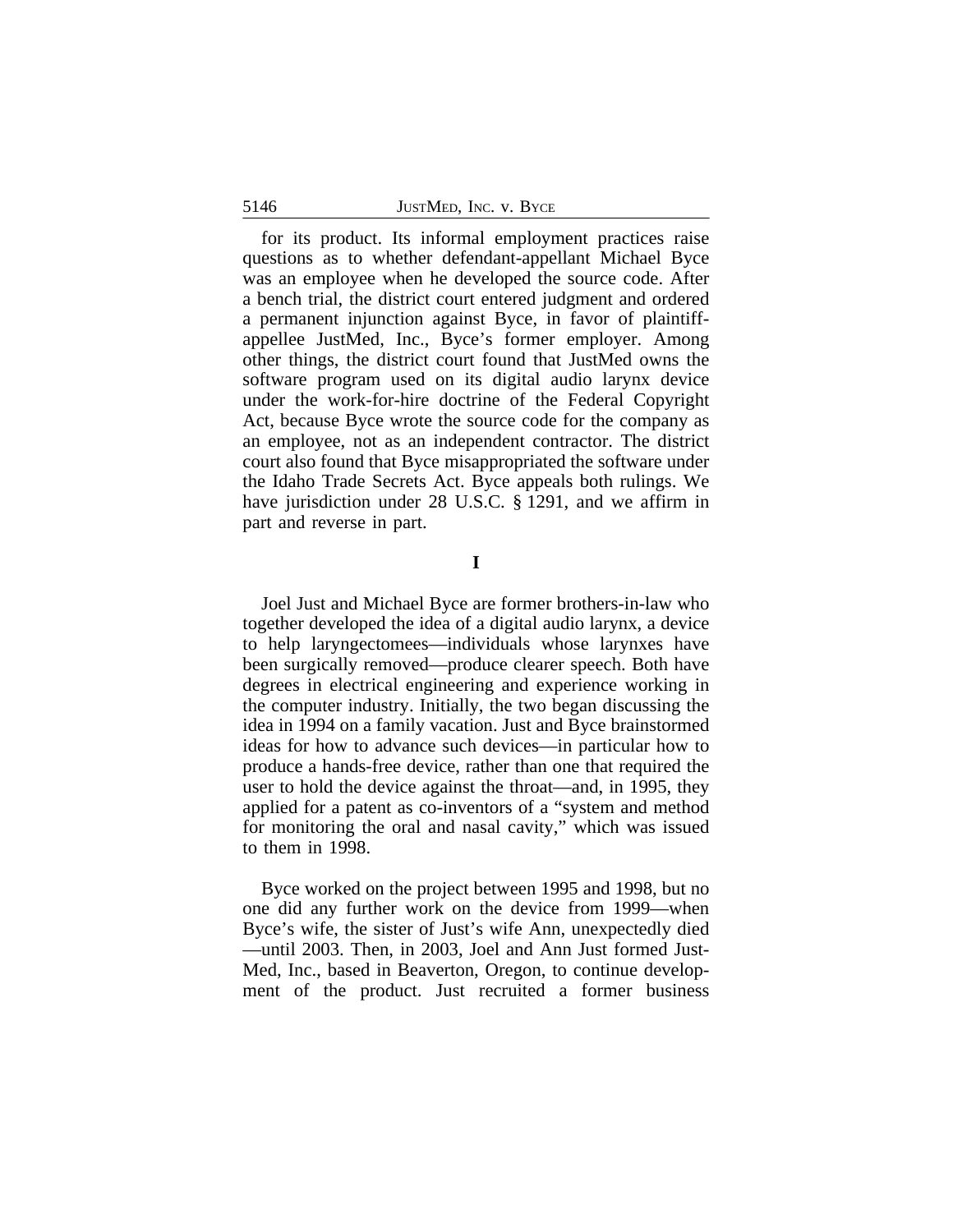for its product. Its informal employment practices raise questions as to whether defendant-appellant Michael Byce was an employee when he developed the source code. After a bench trial, the district court entered judgment and ordered a permanent injunction against Byce, in favor of plaintiff-appellee JustMed, Inc., Byce's former employer. Among other things, the district court found that JustMed owns the software program used on its digital audio larynx device under the work-for-hire doctrine of the Federal Copyright Act, because Byce wrote the source code for the company as an employee, not as an independent contractor. The district court also found that Byce misappropriated the software under the Idaho Trade Secrets Act. Byce appeals both rulings. We have jurisdiction under 28 U.S.C. § 1291, and we affirm in part and reverse in part.

## I

Joel Just and Michael Byce are former brothers-in-law who together developed the idea of a digital audio larynx, a device to help laryngectomees—individuals whose larynxes have been surgically removed—produce clearer speech. Both have degrees in electrical engineering and experience working in the computer industry. Initially, the two began discussing the idea in 1994 on a family vacation. Just and Byce brainstormed ideas for how to advance such devices—in particular how to produce a hands-free device, rather than one that required the user to hold the device against the throat—and, in 1995, they applied for a patent as co-inventors of a "system and method for monitoring the oral and nasal cavity," which was issued to them in 1998.

Byce worked on the project between 1995 and 1998, but no one did any further work on the device from 1999—when Byce's wife, the sister of Just's wife Ann, unexpectedly died —until 2003. Then, in 2003, Joel and Ann Just formed JustMed, Inc., based in Beaverton, Oregon, to continue development of the product. Just recruited a former business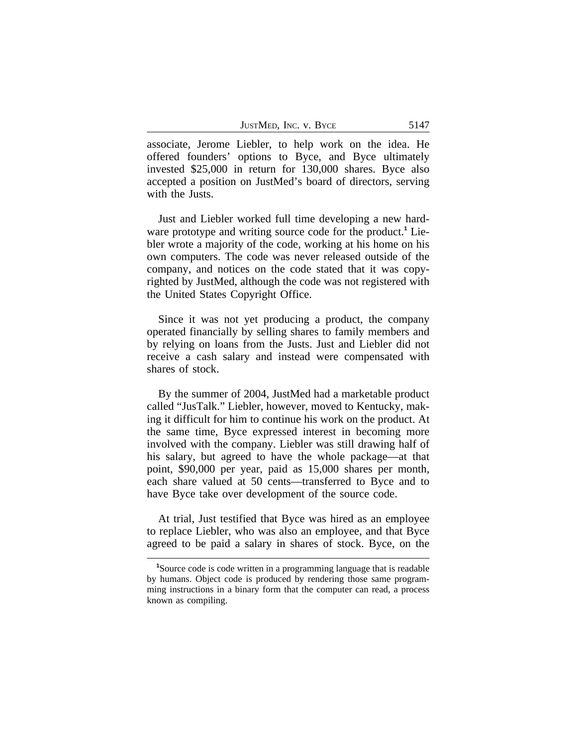associate, Jerome Liebler, to help work on the idea. He offered founders' options to Byce, and Byce ultimately invested $25,000 in return for 130,000 shares. Byce also accepted a position on JustMed's board of directors, serving with the Justs.

Just and Liebler worked full time developing a new hardware prototype and writing source code for the product.[1] Liebler wrote a majority of the code, working at his home on his own computers. The code was never released outside of the company, and notices on the code stated that it was copyrighted by JustMed, although the code was not registered with the United States Copyright Office.

Since it was not yet producing a product, the company operated financially by selling shares to family members and by relying on loans from the Justs. Just and Liebler did not receive a cash salary and instead were compensated with shares of stock.

By the summer of 2004, JustMed had a marketable product called "JusTalk." Liebler, however, moved to Kentucky, making it difficult for him to continue his work on the product. At the same time, Byce expressed interest in becoming more involved with the company. Liebler was still drawing half of his salary, but agreed to have the whole package—at that point, $90,000 per year, paid as 15,000 shares per month, each share valued at 50 cents—transferred to Byce and to have Byce take over development of the source code.

At trial, Just testified that Byce was hired as an employee to replace Liebler, who was also an employee, and that Byce agreed to be paid a salary in shares of stock. Byce, on the

---

[1]Source code is code written in a programming language that is readable by humans. Object code is produced by rendering those same programming instructions in a binary form that the computer can read, a process known as compiling.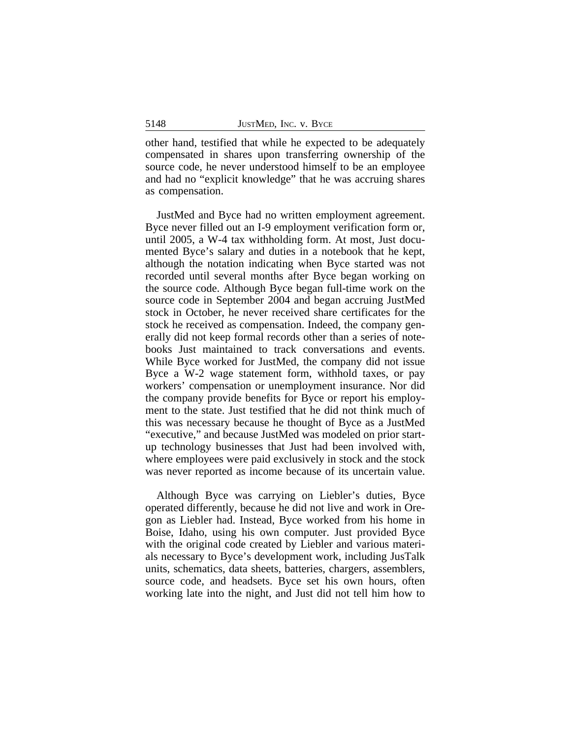other hand, testified that while he expected to be adequately compensated in shares upon transferring ownership of the source code, he never understood himself to be an employee and had no "explicit knowledge" that he was accruing shares as compensation.

JustMed and Byce had no written employment agreement. Byce never filled out an I-9 employment verification form or, until 2005, a W-4 tax withholding form. At most, Just documented Byce's salary and duties in a notebook that he kept, although the notation indicating when Byce started was not recorded until several months after Byce began working on the source code. Although Byce began full-time work on the source code in September 2004 and began accruing JustMed stock in October, he never received share certificates for the stock he received as compensation. Indeed, the company generally did not keep formal records other than a series of notebooks Just maintained to track conversations and events. While Byce worked for JustMed, the company did not issue Byce a W-2 wage statement form, withhold taxes, or pay workers' compensation or unemployment insurance. Nor did the company provide benefits for Byce or report his employment to the state. Just testified that he did not think much of this was necessary because he thought of Byce as a JustMed "executive," and because JustMed was modeled on prior start-up technology businesses that Just had been involved with, where employees were paid exclusively in stock and the stock was never reported as income because of its uncertain value.

Although Byce was carrying on Liebler's duties, Byce operated differently, because he did not live and work in Oregon as Liebler had. Instead, Byce worked from his home in Boise, Idaho, using his own computer. Just provided Byce with the original code created by Liebler and various materials necessary to Byce's development work, including JusTalk units, schematics, data sheets, batteries, chargers, assemblers, source code, and headsets. Byce set his own hours, often working late into the night, and Just did not tell him how to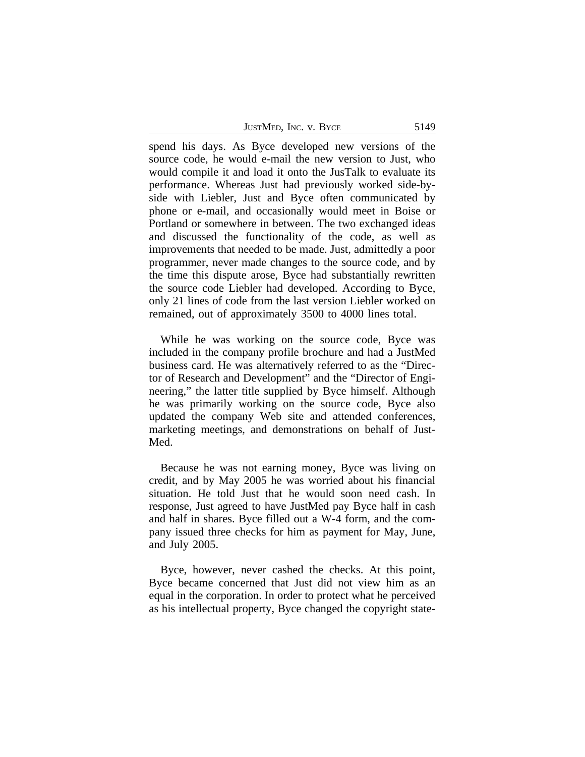spend his days. As Byce developed new versions of the source code, he would e-mail the new version to Just, who would compile it and load it onto the JusTalk to evaluate its performance. Whereas Just had previously worked side-by-side with Liebler, Just and Byce often communicated by phone or e-mail, and occasionally would meet in Boise or Portland or somewhere in between. The two exchanged ideas and discussed the functionality of the code, as well as improvements that needed to be made. Just, admittedly a poor programmer, never made changes to the source code, and by the time this dispute arose, Byce had substantially rewritten the source code Liebler had developed. According to Byce, only 21 lines of code from the last version Liebler worked on remained, out of approximately 3500 to 4000 lines total.

While he was working on the source code, Byce was included in the company profile brochure and had a JustMed business card. He was alternatively referred to as the "Director of Research and Development" and the "Director of Engineering," the latter title supplied by Byce himself. Although he was primarily working on the source code, Byce also updated the company Web site and attended conferences, marketing meetings, and demonstrations on behalf of JustMed.

Because he was not earning money, Byce was living on credit, and by May 2005 he was worried about his financial situation. He told Just that he would soon need cash. In response, Just agreed to have JustMed pay Byce half in cash and half in shares. Byce filled out a W-4 form, and the company issued three checks for him as payment for May, June, and July 2005.

Byce, however, never cashed the checks. At this point, Byce became concerned that Just did not view him as an equal in the corporation. In order to protect what he perceived as his intellectual property, Byce changed the copyright state-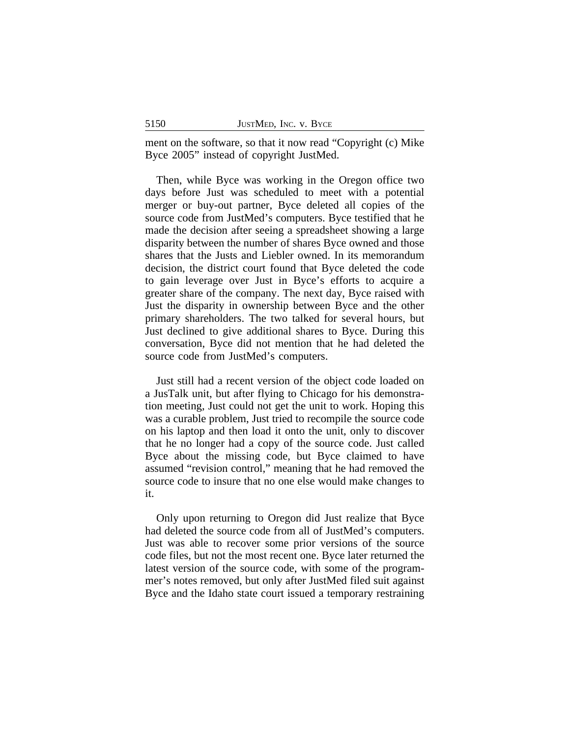ment on the software, so that it now read "Copyright (c) Mike Byce 2005" instead of copyright JustMed.

Then, while Byce was working in the Oregon office two days before Just was scheduled to meet with a potential merger or buy-out partner, Byce deleted all copies of the source code from JustMed's computers. Byce testified that he made the decision after seeing a spreadsheet showing a large disparity between the number of shares Byce owned and those shares that the Justs and Liebler owned. In its memorandum decision, the district court found that Byce deleted the code to gain leverage over Just in Byce's efforts to acquire a greater share of the company. The next day, Byce raised with Just the disparity in ownership between Byce and the other primary shareholders. The two talked for several hours, but Just declined to give additional shares to Byce. During this conversation, Byce did not mention that he had deleted the source code from JustMed's computers.

Just still had a recent version of the object code loaded on a JusTalk unit, but after flying to Chicago for his demonstration meeting, Just could not get the unit to work. Hoping this was a curable problem, Just tried to recompile the source code on his laptop and then load it onto the unit, only to discover that he no longer had a copy of the source code. Just called Byce about the missing code, but Byce claimed to have assumed "revision control," meaning that he had removed the source code to insure that no one else would make changes to it.

Only upon returning to Oregon did Just realize that Byce had deleted the source code from all of JustMed's computers. Just was able to recover some prior versions of the source code files, but not the most recent one. Byce later returned the latest version of the source code, with some of the programmer's notes removed, but only after JustMed filed suit against Byce and the Idaho state court issued a temporary restraining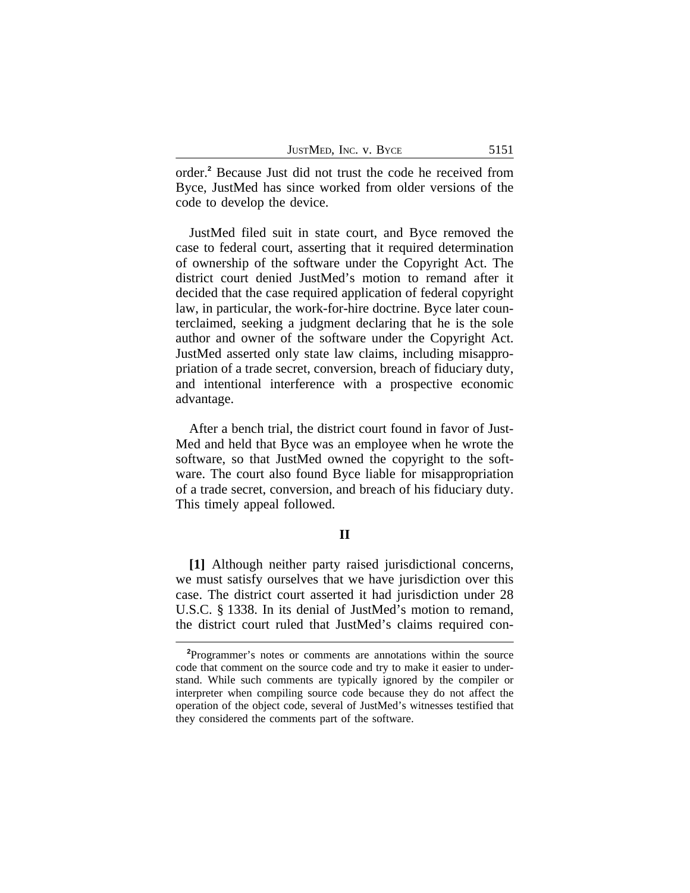order.[2] Because Just did not trust the code he received from Byce, JustMed has since worked from older versions of the code to develop the device.

JustMed filed suit in state court, and Byce removed the case to federal court, asserting that it required determination of ownership of the software under the Copyright Act. The district court denied JustMed's motion to remand after it decided that the case required application of federal copyright law, in particular, the work-for-hire doctrine. Byce later counterclaimed, seeking a judgment declaring that he is the sole author and owner of the software under the Copyright Act. JustMed asserted only state law claims, including misappropriation of a trade secret, conversion, breach of fiduciary duty, and intentional interference with a prospective economic advantage.

After a bench trial, the district court found in favor of JustMed and held that Byce was an employee when he wrote the software, so that JustMed owned the copyright to the software. The court also found Byce liable for misappropriation of a trade secret, conversion, and breach of his fiduciary duty. This timely appeal followed.

## II

**[1]** Although neither party raised jurisdictional concerns, we must satisfy ourselves that we have jurisdiction over this case. The district court asserted it had jurisdiction under 28 U.S.C. § 1338. In its denial of JustMed's motion to remand, the district court ruled that JustMed's claims required con-

[2]Programmer's notes or comments are annotations within the source code that comment on the source code and try to make it easier to understand. While such comments are typically ignored by the compiler or interpreter when compiling source code because they do not affect the operation of the object code, several of JustMed's witnesses testified that they considered the comments part of the software.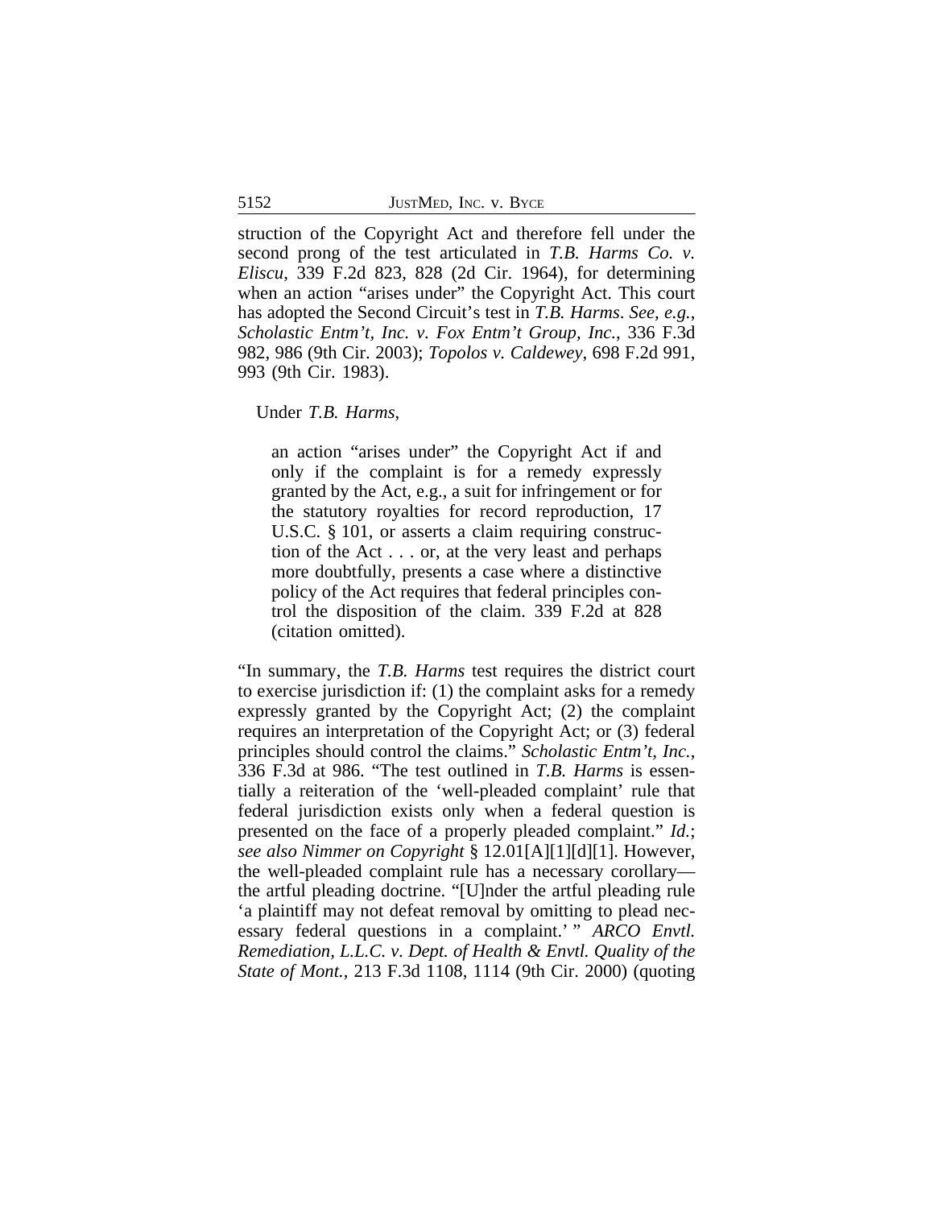struction of the Copyright Act and therefore fell under the second prong of the test articulated in *T.B. Harms Co. v. Eliscu*, 339 F.2d 823, 828 (2d Cir. 1964), for determining when an action "arises under" the Copyright Act. This court has adopted the Second Circuit's test in *T.B. Harms*. *See, e.g.*, *Scholastic Entm't, Inc. v. Fox Entm't Group, Inc.*, 336 F.3d 982, 986 (9th Cir. 2003); *Topolos v. Caldewey*, 698 F.2d 991, 993 (9th Cir. 1983).

Under *T.B. Harms*,

> an action "arises under" the Copyright Act if and only if the complaint is for a remedy expressly granted by the Act, e.g., a suit for infringement or for the statutory royalties for record reproduction, 17 U.S.C. § 101, or asserts a claim requiring construction of the Act . . . or, at the very least and perhaps more doubtfully, presents a case where a distinctive policy of the Act requires that federal principles control the disposition of the claim. 339 F.2d at 828 (citation omitted).

"In summary, the *T.B. Harms* test requires the district court to exercise jurisdiction if: (1) the complaint asks for a remedy expressly granted by the Copyright Act; (2) the complaint requires an interpretation of the Copyright Act; or (3) federal principles should control the claims." *Scholastic Entm't, Inc.*, 336 F.3d at 986. "The test outlined in *T.B. Harms* is essentially a reiteration of the 'well-pleaded complaint' rule that federal jurisdiction exists only when a federal question is presented on the face of a properly pleaded complaint." *Id.*; *see also Nimmer on Copyright* § 12.01[A][1][d][1]. However, the well-pleaded complaint rule has a necessary corollary—the artful pleading doctrine. "[U]nder the artful pleading rule 'a plaintiff may not defeat removal by omitting to plead necessary federal questions in a complaint.' " *ARCO Envtl. Remediation, L.L.C. v. Dept. of Health & Envtl. Quality of the State of Mont.*, 213 F.3d 1108, 1114 (9th Cir. 2000) (quoting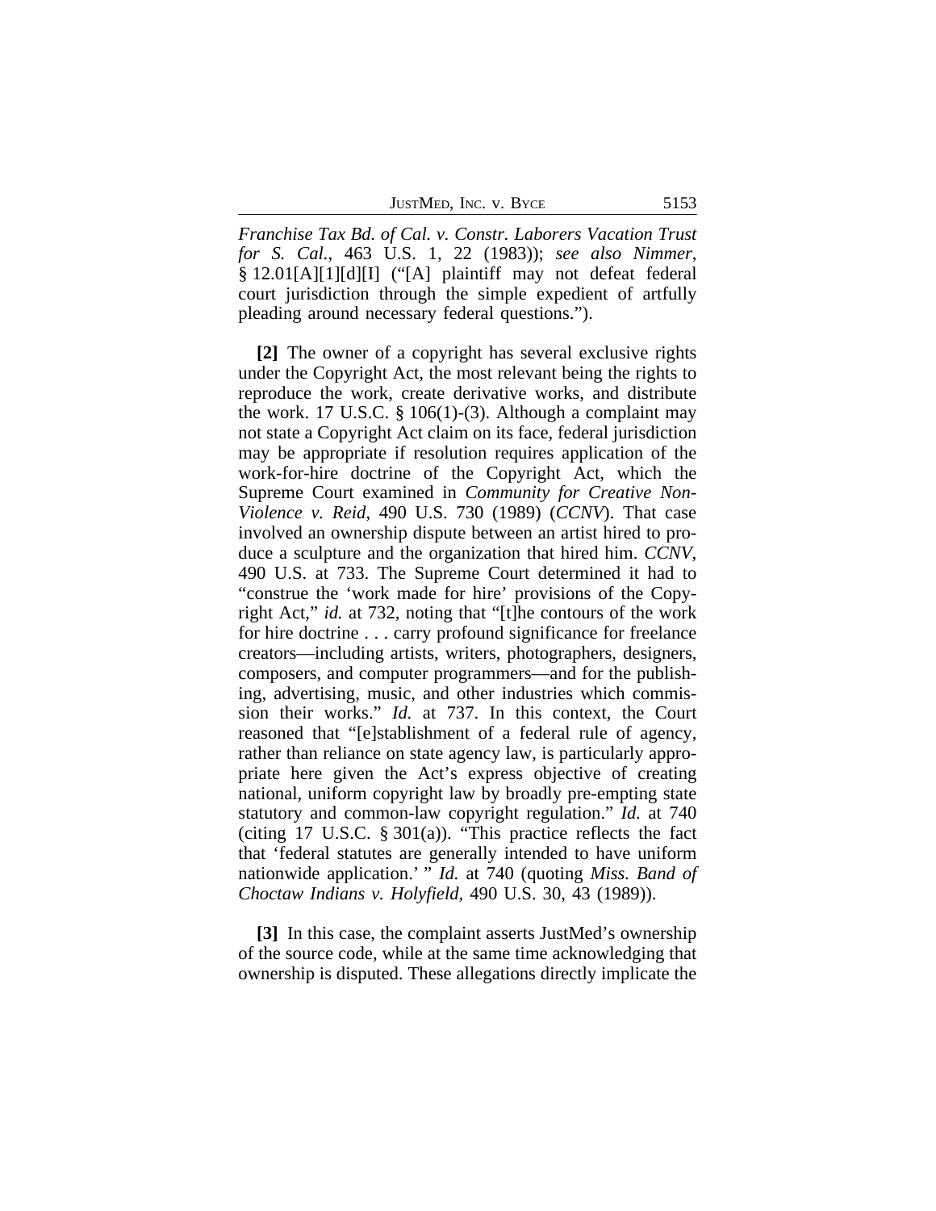*Franchise Tax Bd. of Cal. v. Constr. Laborers Vacation Trust for S. Cal.*, 463 U.S. 1, 22 (1983)); *see also Nimmer*, § 12.01[A][1][d][I] ("[A] plaintiff may not defeat federal court jurisdiction through the simple expedient of artfully pleading around necessary federal questions.").

**[2]** The owner of a copyright has several exclusive rights under the Copyright Act, the most relevant being the rights to reproduce the work, create derivative works, and distribute the work. 17 U.S.C. § 106(1)-(3). Although a complaint may not state a Copyright Act claim on its face, federal jurisdiction may be appropriate if resolution requires application of the work-for-hire doctrine of the Copyright Act, which the Supreme Court examined in *Community for Creative Non-Violence v. Reid*, 490 U.S. 730 (1989) (*CCNV*). That case involved an ownership dispute between an artist hired to produce a sculpture and the organization that hired him. *CCNV*, 490 U.S. at 733. The Supreme Court determined it had to "construe the 'work made for hire' provisions of the Copyright Act," *id.* at 732, noting that "[t]he contours of the work for hire doctrine . . . carry profound significance for freelance creators—including artists, writers, photographers, designers, composers, and computer programmers—and for the publishing, advertising, music, and other industries which commission their works." *Id.* at 737. In this context, the Court reasoned that "[e]stablishment of a federal rule of agency, rather than reliance on state agency law, is particularly appropriate here given the Act's express objective of creating national, uniform copyright law by broadly pre-empting state statutory and common-law copyright regulation." *Id.* at 740 (citing 17 U.S.C. § 301(a)). "This practice reflects the fact that 'federal statutes are generally intended to have uniform nationwide application.' " *Id.* at 740 (quoting *Miss. Band of Choctaw Indians v. Holyfield*, 490 U.S. 30, 43 (1989)).

**[3]** In this case, the complaint asserts JustMed's ownership of the source code, while at the same time acknowledging that ownership is disputed. These allegations directly implicate the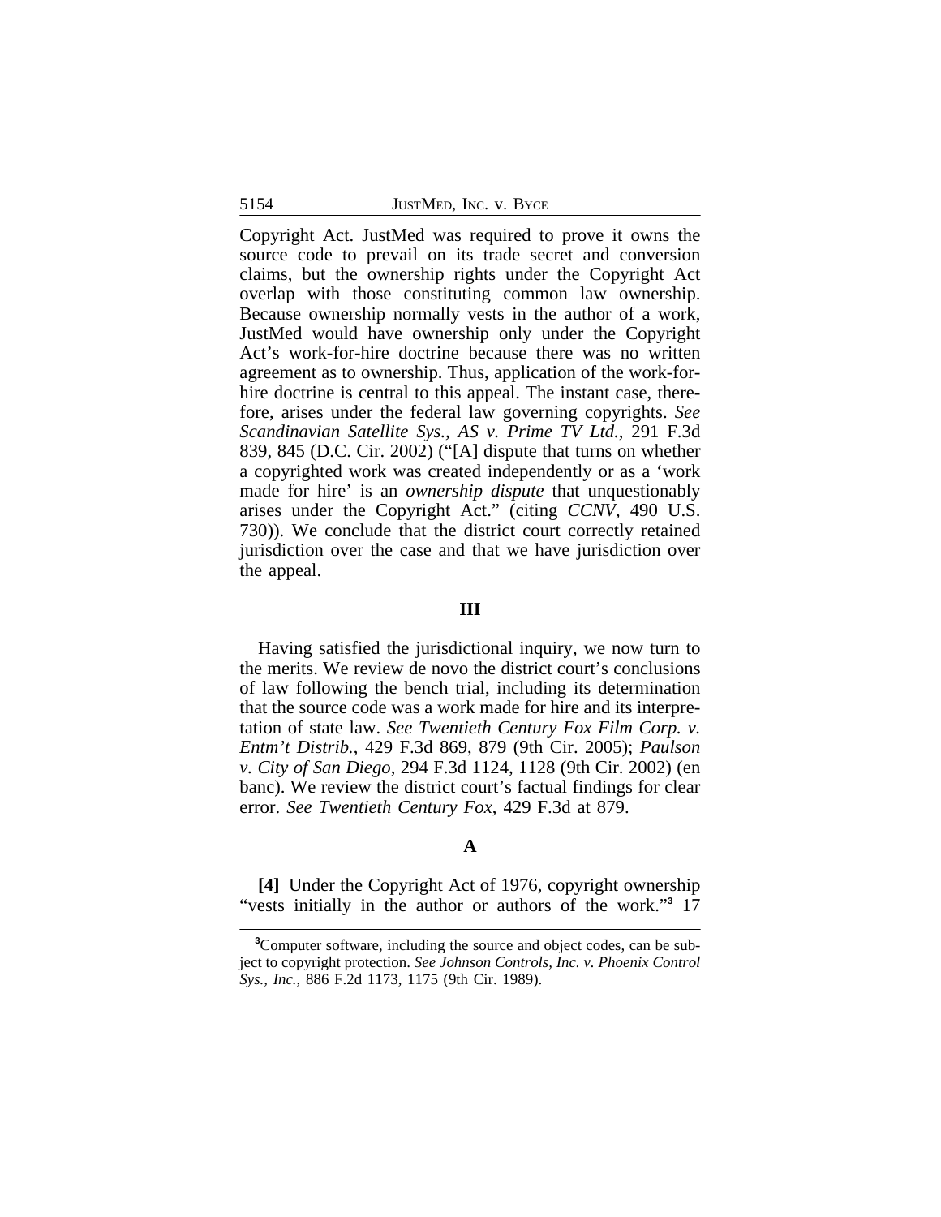Copyright Act. JustMed was required to prove it owns the source code to prevail on its trade secret and conversion claims, but the ownership rights under the Copyright Act overlap with those constituting common law ownership. Because ownership normally vests in the author of a work, JustMed would have ownership only under the Copyright Act's work-for-hire doctrine because there was no written agreement as to ownership. Thus, application of the work-for-hire doctrine is central to this appeal. The instant case, therefore, arises under the federal law governing copyrights. *See Scandinavian Satellite Sys., AS v. Prime TV Ltd.*, 291 F.3d 839, 845 (D.C. Cir. 2002) ("[A] dispute that turns on whether a copyrighted work was created independently or as a 'work made for hire' is an *ownership dispute* that unquestionably arises under the Copyright Act." (citing *CCNV*, 490 U.S. 730)). We conclude that the district court correctly retained jurisdiction over the case and that we have jurisdiction over the appeal.

## III

Having satisfied the jurisdictional inquiry, we now turn to the merits. We review de novo the district court's conclusions of law following the bench trial, including its determination that the source code was a work made for hire and its interpretation of state law. *See Twentieth Century Fox Film Corp. v. Entm't Distrib.*, 429 F.3d 869, 879 (9th Cir. 2005); *Paulson v. City of San Diego*, 294 F.3d 1124, 1128 (9th Cir. 2002) (en banc). We review the district court's factual findings for clear error. *See Twentieth Century Fox*, 429 F.3d at 879.

### A

**[4]** Under the Copyright Act of 1976, copyright ownership "vests initially in the author or authors of the work."[3] 17

---

[3]Computer software, including the source and object codes, can be subject to copyright protection. *See Johnson Controls, Inc. v. Phoenix Control Sys., Inc.*, 886 F.2d 1173, 1175 (9th Cir. 1989).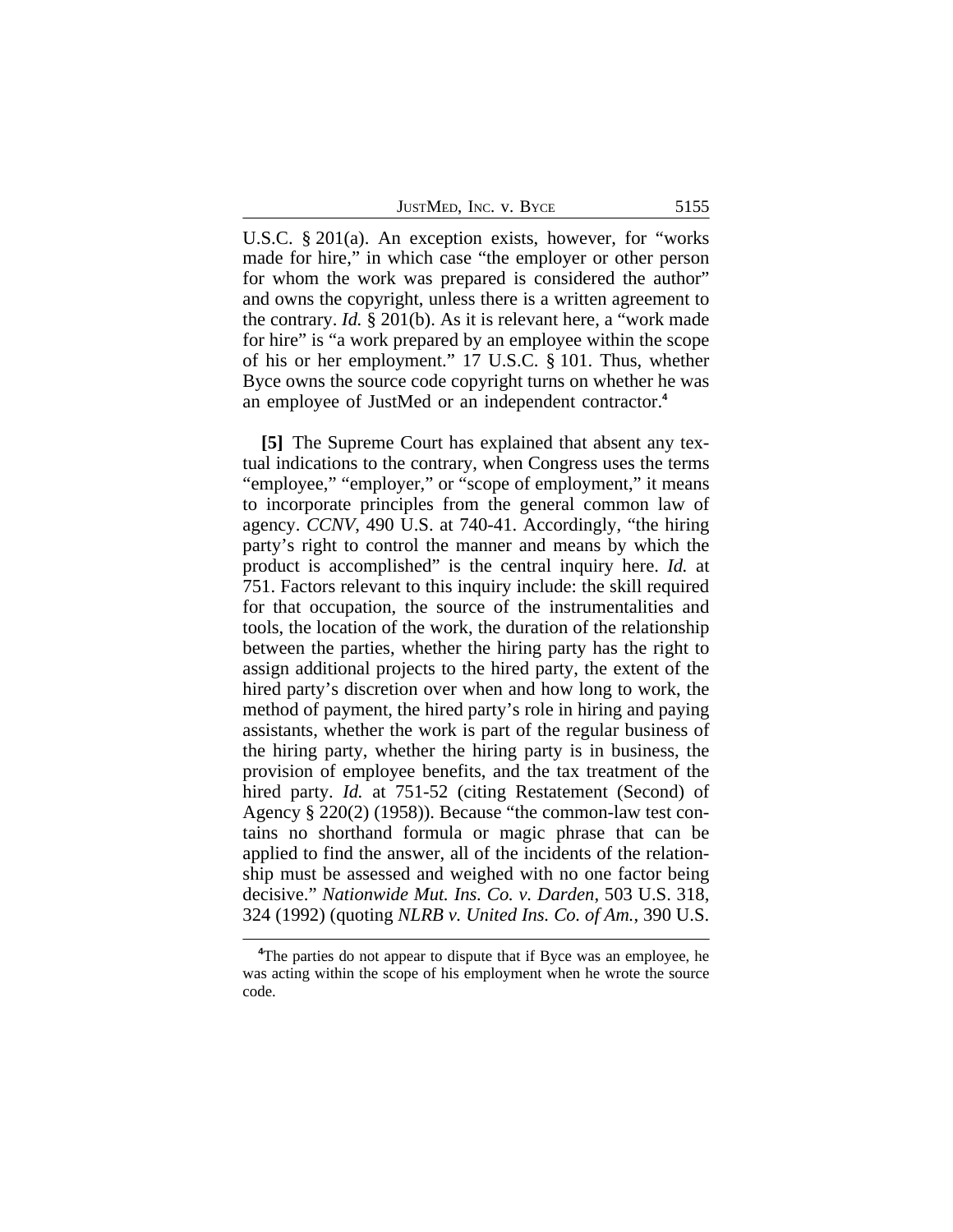U.S.C. § 201(a). An exception exists, however, for "works made for hire," in which case "the employer or other person for whom the work was prepared is considered the author" and owns the copyright, unless there is a written agreement to the contrary. *Id.* § 201(b). As it is relevant here, a "work made for hire" is "a work prepared by an employee within the scope of his or her employment." 17 U.S.C. § 101. Thus, whether Byce owns the source code copyright turns on whether he was an employee of JustMed or an independent contractor.[4]

**[5]** The Supreme Court has explained that absent any textual indications to the contrary, when Congress uses the terms "employee," "employer," or "scope of employment," it means to incorporate principles from the general common law of agency. *CCNV*, 490 U.S. at 740-41. Accordingly, "the hiring party's right to control the manner and means by which the product is accomplished" is the central inquiry here. *Id.* at 751. Factors relevant to this inquiry include: the skill required for that occupation, the source of the instrumentalities and tools, the location of the work, the duration of the relationship between the parties, whether the hiring party has the right to assign additional projects to the hired party, the extent of the hired party's discretion over when and how long to work, the method of payment, the hired party's role in hiring and paying assistants, whether the work is part of the regular business of the hiring party, whether the hiring party is in business, the provision of employee benefits, and the tax treatment of the hired party. *Id.* at 751-52 (citing Restatement (Second) of Agency § 220(2) (1958)). Because "the common-law test contains no shorthand formula or magic phrase that can be applied to find the answer, all of the incidents of the relationship must be assessed and weighed with no one factor being decisive." *Nationwide Mut. Ins. Co. v. Darden*, 503 U.S. 318, 324 (1992) (quoting *NLRB v. United Ins. Co. of Am.*, 390 U.S.

[4] The parties do not appear to dispute that if Byce was an employee, he was acting within the scope of his employment when he wrote the source code.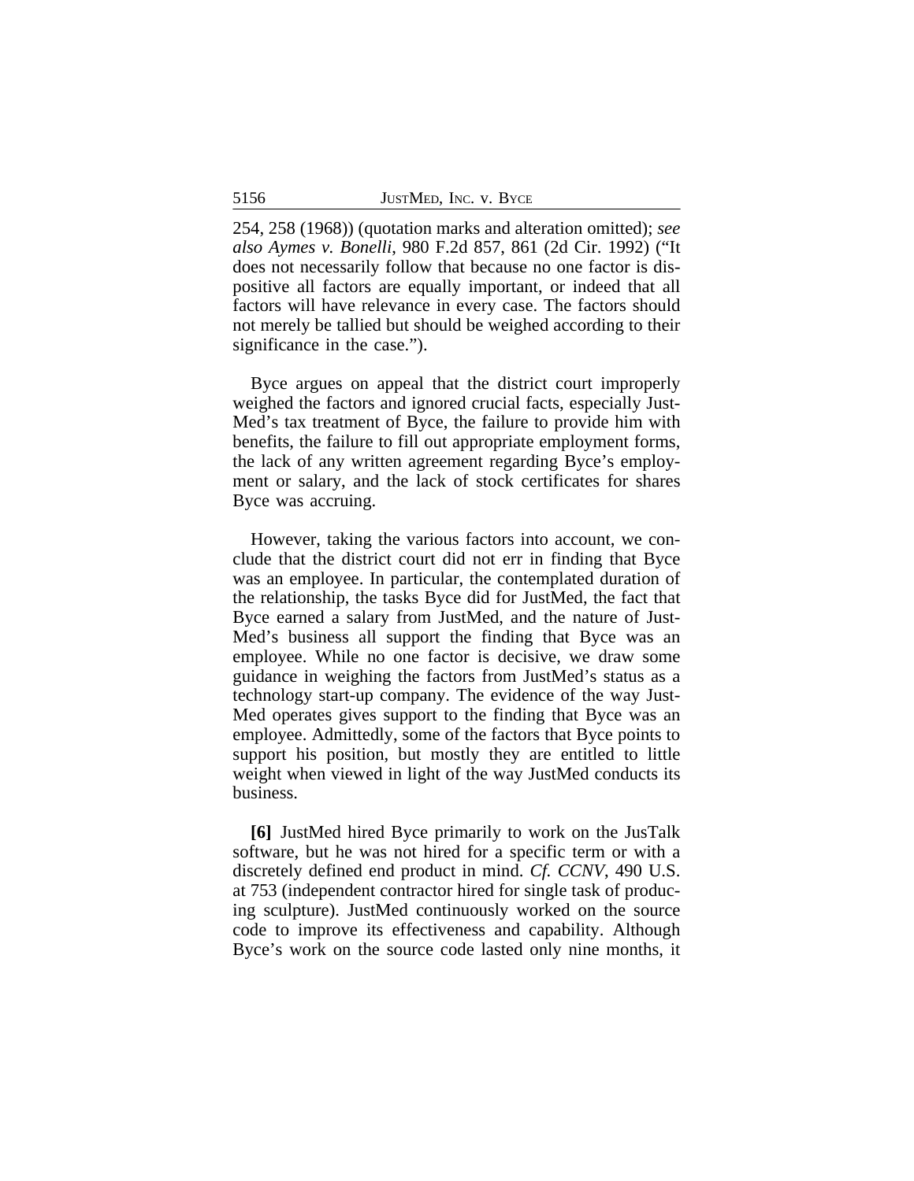254, 258 (1968)) (quotation marks and alteration omitted); *see also Aymes v. Bonelli*, 980 F.2d 857, 861 (2d Cir. 1992) ("It does not necessarily follow that because no one factor is dispositive all factors are equally important, or indeed that all factors will have relevance in every case. The factors should not merely be tallied but should be weighed according to their significance in the case.").

Byce argues on appeal that the district court improperly weighed the factors and ignored crucial facts, especially JustMed's tax treatment of Byce, the failure to provide him with benefits, the failure to fill out appropriate employment forms, the lack of any written agreement regarding Byce's employment or salary, and the lack of stock certificates for shares Byce was accruing.

However, taking the various factors into account, we conclude that the district court did not err in finding that Byce was an employee. In particular, the contemplated duration of the relationship, the tasks Byce did for JustMed, the fact that Byce earned a salary from JustMed, and the nature of JustMed's business all support the finding that Byce was an employee. While no one factor is decisive, we draw some guidance in weighing the factors from JustMed's status as a technology start-up company. The evidence of the way JustMed operates gives support to the finding that Byce was an employee. Admittedly, some of the factors that Byce points to support his position, but mostly they are entitled to little weight when viewed in light of the way JustMed conducts its business.

**[6]** JustMed hired Byce primarily to work on the JusTalk software, but he was not hired for a specific term or with a discretely defined end product in mind. *Cf. CCNV*, 490 U.S. at 753 (independent contractor hired for single task of producing sculpture). JustMed continuously worked on the source code to improve its effectiveness and capability. Although Byce's work on the source code lasted only nine months, it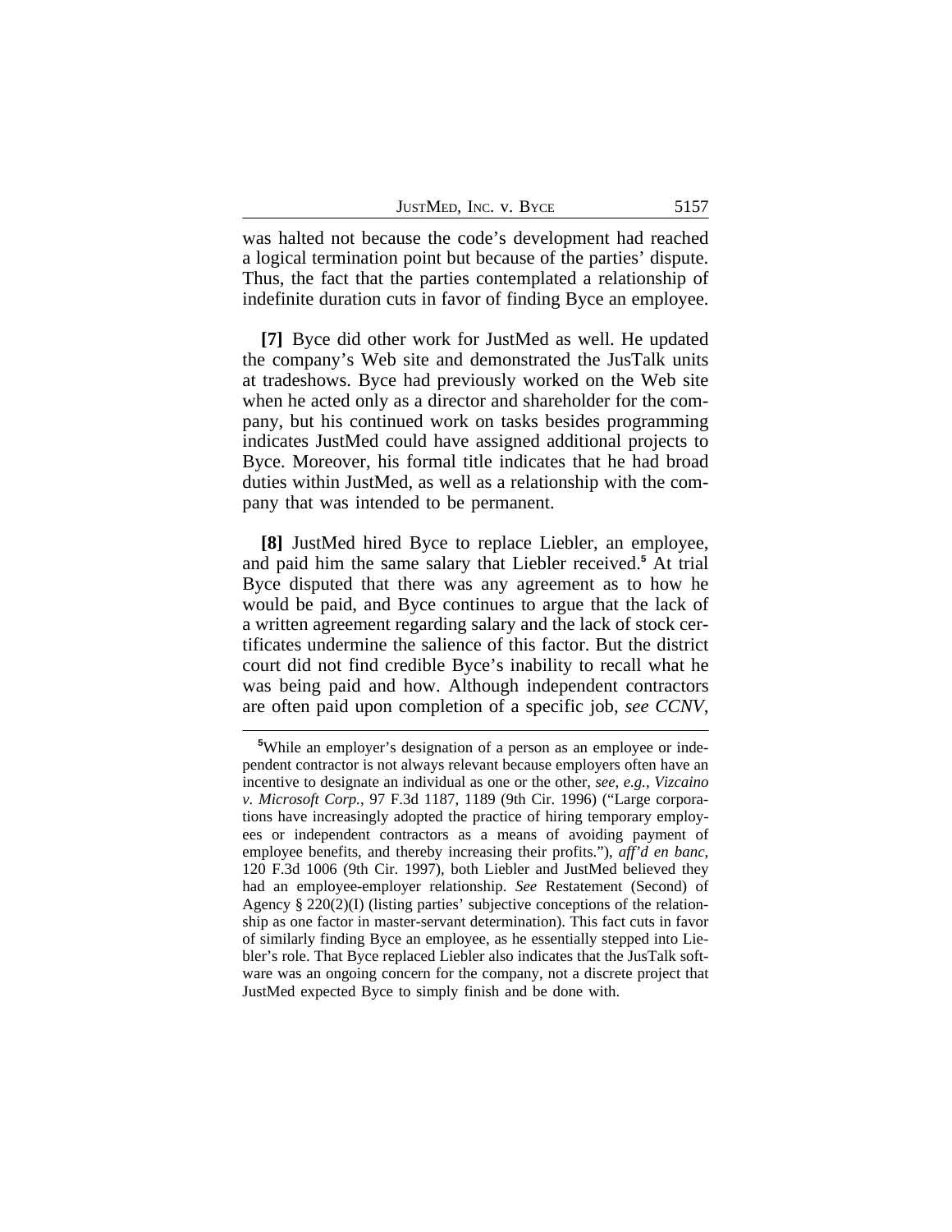was halted not because the code's development had reached a logical termination point but because of the parties' dispute. Thus, the fact that the parties contemplated a relationship of indefinite duration cuts in favor of finding Byce an employee.

**[7]** Byce did other work for JustMed as well. He updated the company's Web site and demonstrated the JusTalk units at tradeshows. Byce had previously worked on the Web site when he acted only as a director and shareholder for the company, but his continued work on tasks besides programming indicates JustMed could have assigned additional projects to Byce. Moreover, his formal title indicates that he had broad duties within JustMed, as well as a relationship with the company that was intended to be permanent.

**[8]** JustMed hired Byce to replace Liebler, an employee, and paid him the same salary that Liebler received.[5] At trial Byce disputed that there was any agreement as to how he would be paid, and Byce continues to argue that the lack of a written agreement regarding salary and the lack of stock certificates undermine the salience of this factor. But the district court did not find credible Byce's inability to recall what he was being paid and how. Although independent contractors are often paid upon completion of a specific job, *see CCNV*,

---

[5]While an employer's designation of a person as an employee or independent contractor is not always relevant because employers often have an incentive to designate an individual as one or the other, *see, e.g.*, *Vizcaino v. Microsoft Corp.*, 97 F.3d 1187, 1189 (9th Cir. 1996) ("Large corporations have increasingly adopted the practice of hiring temporary employees or independent contractors as a means of avoiding payment of employee benefits, and thereby increasing their profits."), *aff'd en banc*, 120 F.3d 1006 (9th Cir. 1997), both Liebler and JustMed believed they had an employee-employer relationship. *See* Restatement (Second) of Agency § 220(2)(I) (listing parties' subjective conceptions of the relationship as one factor in master-servant determination). This fact cuts in favor of similarly finding Byce an employee, as he essentially stepped into Liebler's role. That Byce replaced Liebler also indicates that the JusTalk software was an ongoing concern for the company, not a discrete project that JustMed expected Byce to simply finish and be done with.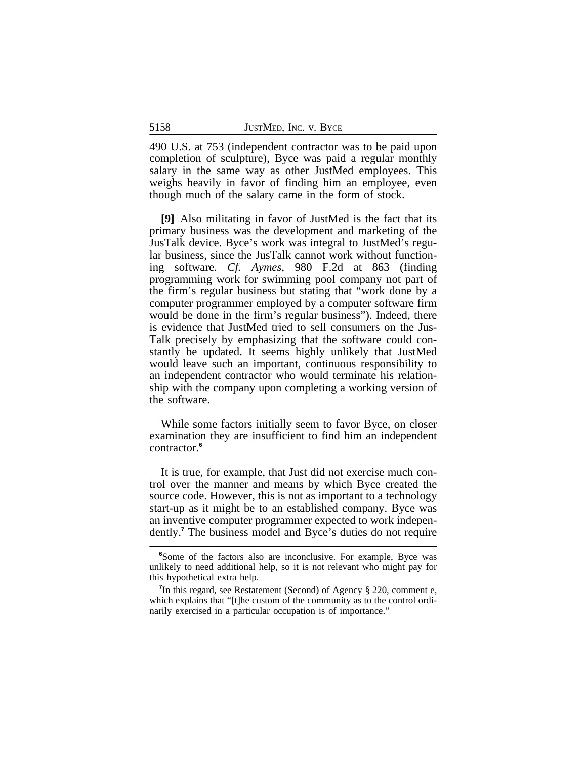490 U.S. at 753 (independent contractor was to be paid upon completion of sculpture), Byce was paid a regular monthly salary in the same way as other JustMed employees. This weighs heavily in favor of finding him an employee, even though much of the salary came in the form of stock.

**[9]** Also militating in favor of JustMed is the fact that its primary business was the development and marketing of the JusTalk device. Byce's work was integral to JustMed's regular business, since the JusTalk cannot work without functioning software. *Cf. Aymes*, 980 F.2d at 863 (finding programming work for swimming pool company not part of the firm's regular business but stating that "work done by a computer programmer employed by a computer software firm would be done in the firm's regular business"). Indeed, there is evidence that JustMed tried to sell consumers on the JusTalk precisely by emphasizing that the software could constantly be updated. It seems highly unlikely that JustMed would leave such an important, continuous responsibility to an independent contractor who would terminate his relationship with the company upon completing a working version of the software.

While some factors initially seem to favor Byce, on closer examination they are insufficient to find him an independent contractor.[6]

It is true, for example, that Just did not exercise much control over the manner and means by which Byce created the source code. However, this is not as important to a technology start-up as it might be to an established company. Byce was an inventive computer programmer expected to work independently.[7] The business model and Byce's duties do not require

[6]Some of the factors also are inconclusive. For example, Byce was unlikely to need additional help, so it is not relevant who might pay for this hypothetical extra help.

[7]In this regard, see Restatement (Second) of Agency § 220, comment e, which explains that "[t]he custom of the community as to the control ordinarily exercised in a particular occupation is of importance."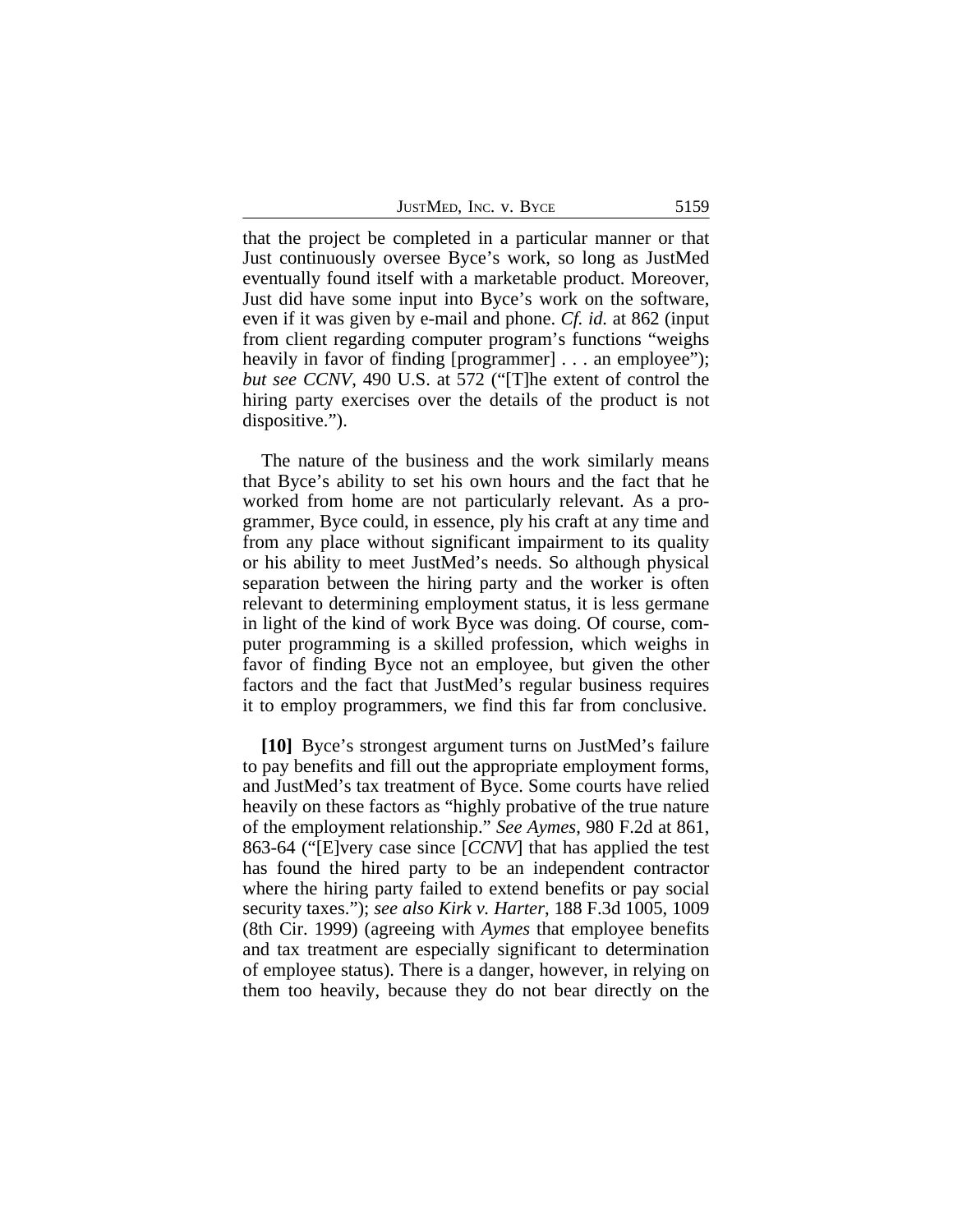that the project be completed in a particular manner or that Just continuously oversee Byce's work, so long as JustMed eventually found itself with a marketable product. Moreover, Just did have some input into Byce's work on the software, even if it was given by e-mail and phone. *Cf. id.* at 862 (input from client regarding computer program's functions "weighs heavily in favor of finding [programmer] . . . an employee"); *but see CCNV*, 490 U.S. at 572 ("[T]he extent of control the hiring party exercises over the details of the product is not dispositive.").

The nature of the business and the work similarly means that Byce's ability to set his own hours and the fact that he worked from home are not particularly relevant. As a programmer, Byce could, in essence, ply his craft at any time and from any place without significant impairment to its quality or his ability to meet JustMed's needs. So although physical separation between the hiring party and the worker is often relevant to determining employment status, it is less germane in light of the kind of work Byce was doing. Of course, computer programming is a skilled profession, which weighs in favor of finding Byce not an employee, but given the other factors and the fact that JustMed's regular business requires it to employ programmers, we find this far from conclusive.

**[10]** Byce's strongest argument turns on JustMed's failure to pay benefits and fill out the appropriate employment forms, and JustMed's tax treatment of Byce. Some courts have relied heavily on these factors as "highly probative of the true nature of the employment relationship." *See Aymes*, 980 F.2d at 861, 863-64 ("[E]very case since [*CCNV*] that has applied the test has found the hired party to be an independent contractor where the hiring party failed to extend benefits or pay social security taxes."); *see also Kirk v. Harter*, 188 F.3d 1005, 1009 (8th Cir. 1999) (agreeing with *Aymes* that employee benefits and tax treatment are especially significant to determination of employee status). There is a danger, however, in relying on them too heavily, because they do not bear directly on the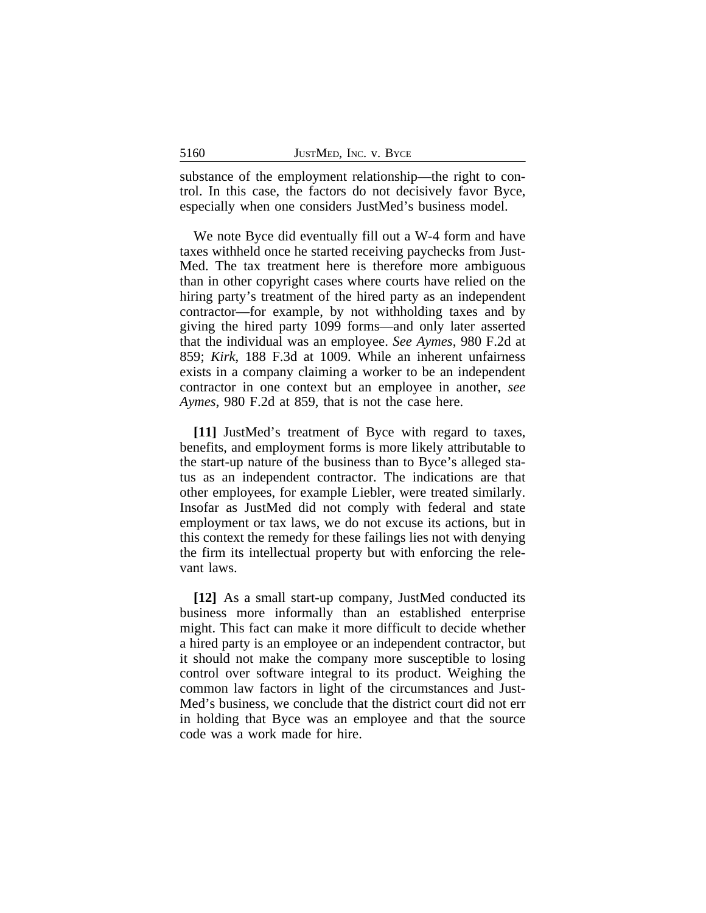substance of the employment relationship—the right to control. In this case, the factors do not decisively favor Byce, especially when one considers JustMed's business model.

We note Byce did eventually fill out a W-4 form and have taxes withheld once he started receiving paychecks from JustMed. The tax treatment here is therefore more ambiguous than in other copyright cases where courts have relied on the hiring party's treatment of the hired party as an independent contractor—for example, by not withholding taxes and by giving the hired party 1099 forms—and only later asserted that the individual was an employee. *See Aymes*, 980 F.2d at 859; *Kirk*, 188 F.3d at 1009. While an inherent unfairness exists in a company claiming a worker to be an independent contractor in one context but an employee in another, *see Aymes*, 980 F.2d at 859, that is not the case here.

**[11]** JustMed's treatment of Byce with regard to taxes, benefits, and employment forms is more likely attributable to the start-up nature of the business than to Byce's alleged status as an independent contractor. The indications are that other employees, for example Liebler, were treated similarly. Insofar as JustMed did not comply with federal and state employment or tax laws, we do not excuse its actions, but in this context the remedy for these failings lies not with denying the firm its intellectual property but with enforcing the relevant laws.

**[12]** As a small start-up company, JustMed conducted its business more informally than an established enterprise might. This fact can make it more difficult to decide whether a hired party is an employee or an independent contractor, but it should not make the company more susceptible to losing control over software integral to its product. Weighing the common law factors in light of the circumstances and JustMed's business, we conclude that the district court did not err in holding that Byce was an employee and that the source code was a work made for hire.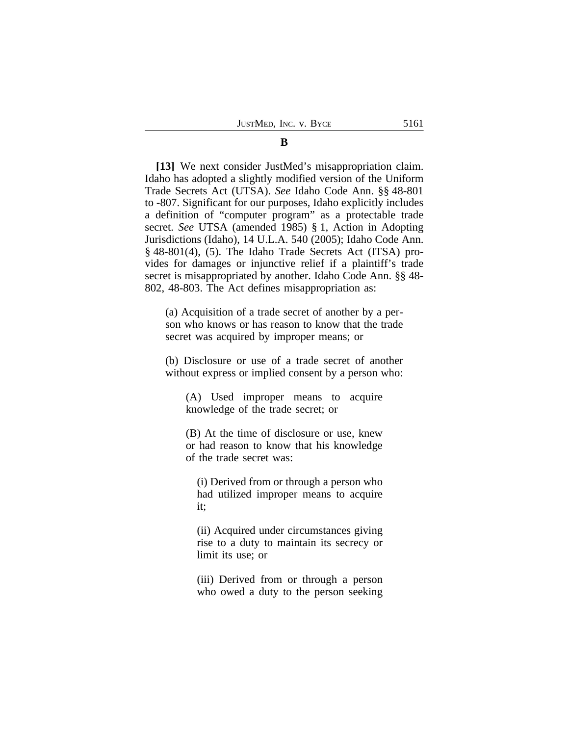## B

**[13]** We next consider JustMed's misappropriation claim. Idaho has adopted a slightly modified version of the Uniform Trade Secrets Act (UTSA). *See* Idaho Code Ann. §§ 48-801 to -807. Significant for our purposes, Idaho explicitly includes a definition of "computer program" as a protectable trade secret. *See* UTSA (amended 1985) § 1, Action in Adopting Jurisdictions (Idaho), 14 U.L.A. 540 (2005); Idaho Code Ann. § 48-801(4), (5). The Idaho Trade Secrets Act (ITSA) provides for damages or injunctive relief if a plaintiff's trade secret is misappropriated by another. Idaho Code Ann. §§ 48-802, 48-803. The Act defines misappropriation as:

> (a) Acquisition of a trade secret of another by a person who knows or has reason to know that the trade secret was acquired by improper means; or
>
> (b) Disclosure or use of a trade secret of another without express or implied consent by a person who:
>
> > (A) Used improper means to acquire knowledge of the trade secret; or
> >
> > (B) At the time of disclosure or use, knew or had reason to know that his knowledge of the trade secret was:
> >
> > > (i) Derived from or through a person who had utilized improper means to acquire it;
> > >
> > > (ii) Acquired under circumstances giving rise to a duty to maintain its secrecy or limit its use; or
> > >
> > > (iii) Derived from or through a person who owed a duty to the person seeking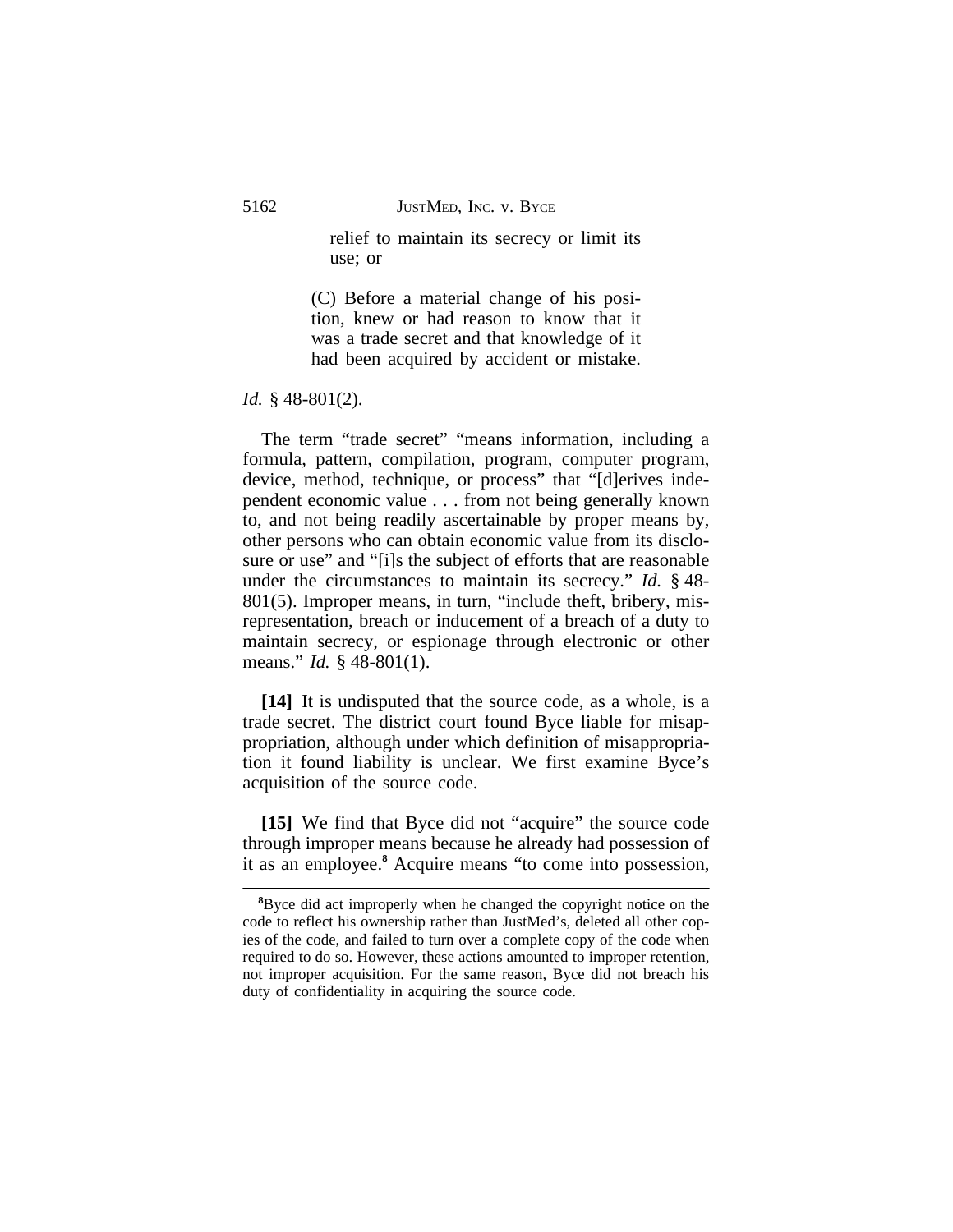> relief to maintain its secrecy or limit its use; or
>
> (C) Before a material change of his position, knew or had reason to know that it was a trade secret and that knowledge of it had been acquired by accident or mistake.

*Id.* § 48-801(2).

The term "trade secret" "means information, including a formula, pattern, compilation, program, computer program, device, method, technique, or process" that "[d]erives independent economic value . . . from not being generally known to, and not being readily ascertainable by proper means by, other persons who can obtain economic value from its disclosure or use" and "[i]s the subject of efforts that are reasonable under the circumstances to maintain its secrecy." *Id.* § 48-801(5). Improper means, in turn, "include theft, bribery, misrepresentation, breach or inducement of a breach of a duty to maintain secrecy, or espionage through electronic or other means." *Id.* § 48-801(1).

**[14]** It is undisputed that the source code, as a whole, is a trade secret. The district court found Byce liable for misappropriation, although under which definition of misappropriation it found liability is unclear. We first examine Byce's acquisition of the source code.

**[15]** We find that Byce did not "acquire" the source code through improper means because he already had possession of it as an employee.[8] Acquire means "to come into possession,

---

[8]Byce did act improperly when he changed the copyright notice on the code to reflect his ownership rather than JustMed's, deleted all other copies of the code, and failed to turn over a complete copy of the code when required to do so. However, these actions amounted to improper retention, not improper acquisition. For the same reason, Byce did not breach his duty of confidentiality in acquiring the source code.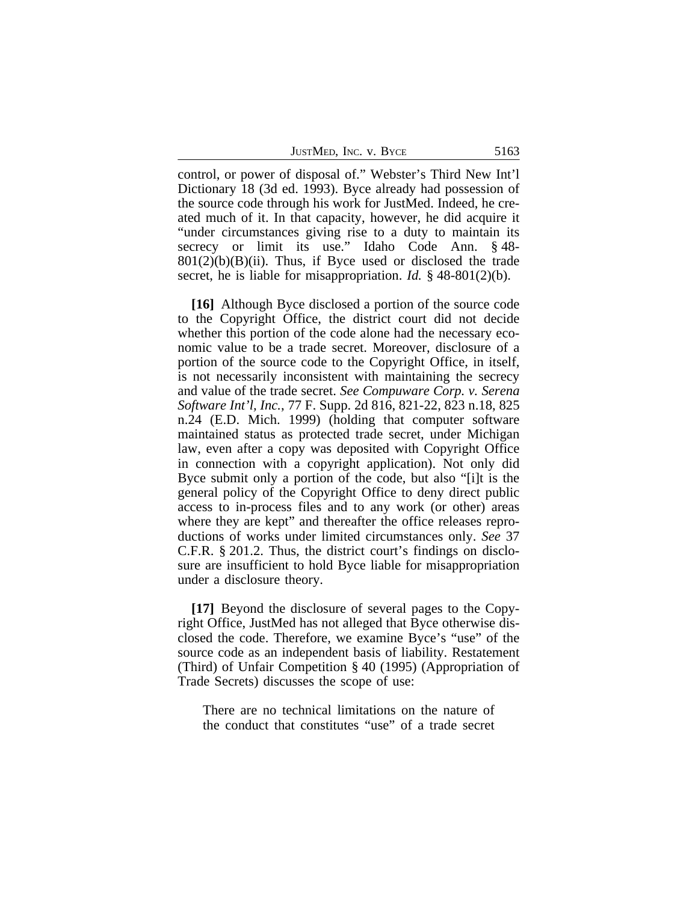control, or power of disposal of." Webster's Third New Int'l Dictionary 18 (3d ed. 1993). Byce already had possession of the source code through his work for JustMed. Indeed, he created much of it. In that capacity, however, he did acquire it "under circumstances giving rise to a duty to maintain its secrecy or limit its use." Idaho Code Ann. § 48-801(2)(b)(B)(ii). Thus, if Byce used or disclosed the trade secret, he is liable for misappropriation. *Id.* § 48-801(2)(b).

**[16]** Although Byce disclosed a portion of the source code to the Copyright Office, the district court did not decide whether this portion of the code alone had the necessary economic value to be a trade secret. Moreover, disclosure of a portion of the source code to the Copyright Office, in itself, is not necessarily inconsistent with maintaining the secrecy and value of the trade secret. *See Compuware Corp. v. Serena Software Int'l, Inc.*, 77 F. Supp. 2d 816, 821-22, 823 n.18, 825 n.24 (E.D. Mich. 1999) (holding that computer software maintained status as protected trade secret, under Michigan law, even after a copy was deposited with Copyright Office in connection with a copyright application). Not only did Byce submit only a portion of the code, but also "[i]t is the general policy of the Copyright Office to deny direct public access to in-process files and to any work (or other) areas where they are kept" and thereafter the office releases reproductions of works under limited circumstances only. *See* 37 C.F.R. § 201.2. Thus, the district court's findings on disclosure are insufficient to hold Byce liable for misappropriation under a disclosure theory.

**[17]** Beyond the disclosure of several pages to the Copyright Office, JustMed has not alleged that Byce otherwise disclosed the code. Therefore, we examine Byce's "use" of the source code as an independent basis of liability. Restatement (Third) of Unfair Competition § 40 (1995) (Appropriation of Trade Secrets) discusses the scope of use:

> There are no technical limitations on the nature of the conduct that constitutes "use" of a trade secret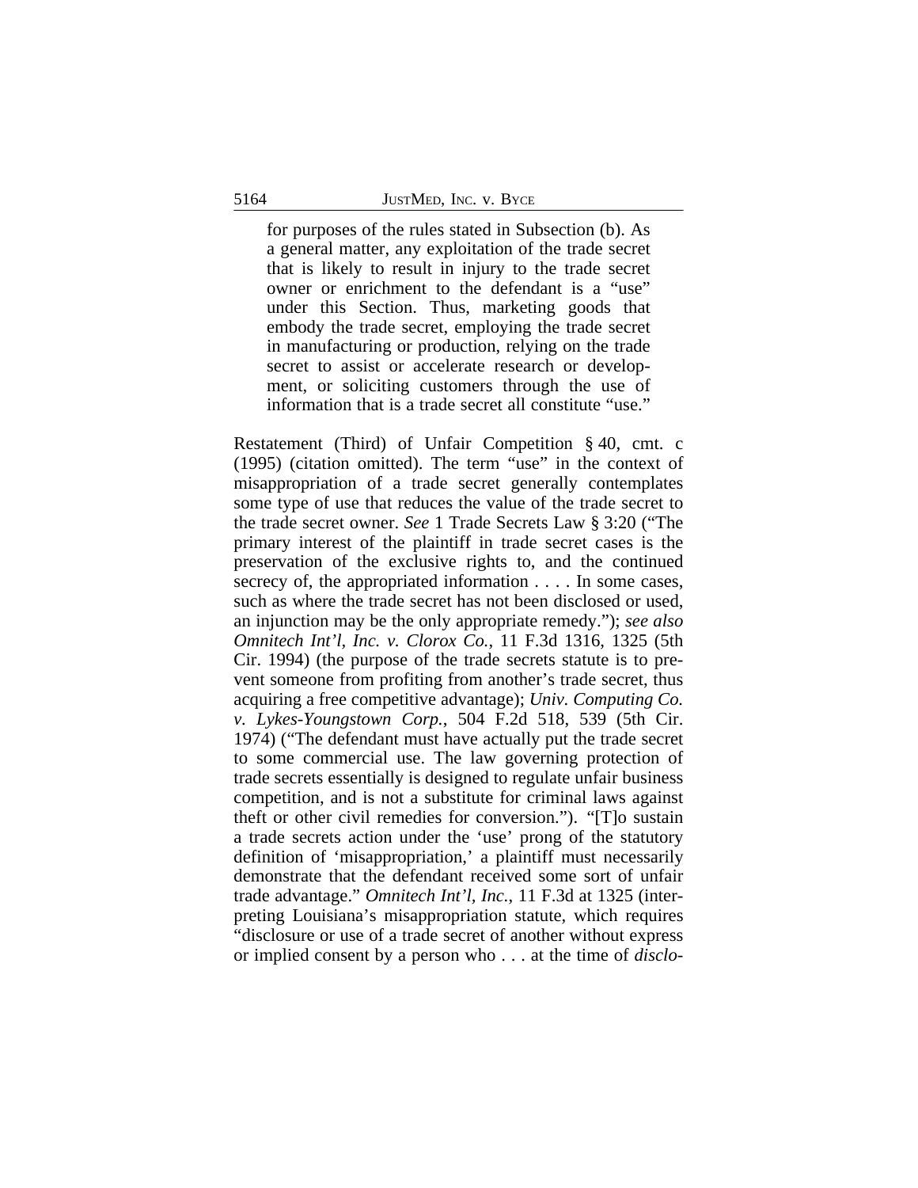> for purposes of the rules stated in Subsection (b). As a general matter, any exploitation of the trade secret that is likely to result in injury to the trade secret owner or enrichment to the defendant is a "use" under this Section. Thus, marketing goods that embody the trade secret, employing the trade secret in manufacturing or production, relying on the trade secret to assist or accelerate research or development, or soliciting customers through the use of information that is a trade secret all constitute "use."

Restatement (Third) of Unfair Competition § 40, cmt. c (1995) (citation omitted). The term "use" in the context of misappropriation of a trade secret generally contemplates some type of use that reduces the value of the trade secret to the trade secret owner. *See* 1 Trade Secrets Law § 3:20 ("The primary interest of the plaintiff in trade secret cases is the preservation of the exclusive rights to, and the continued secrecy of, the appropriated information . . . . In some cases, such as where the trade secret has not been disclosed or used, an injunction may be the only appropriate remedy."); *see also Omnitech Int'l, Inc. v. Clorox Co.*, 11 F.3d 1316, 1325 (5th Cir. 1994) (the purpose of the trade secrets statute is to prevent someone from profiting from another's trade secret, thus acquiring a free competitive advantage); *Univ. Computing Co. v. Lykes-Youngstown Corp.*, 504 F.2d 518, 539 (5th Cir. 1974) ("The defendant must have actually put the trade secret to some commercial use. The law governing protection of trade secrets essentially is designed to regulate unfair business competition, and is not a substitute for criminal laws against theft or other civil remedies for conversion."). "[T]o sustain a trade secrets action under the 'use' prong of the statutory definition of 'misappropriation,' a plaintiff must necessarily demonstrate that the defendant received some sort of unfair trade advantage." *Omnitech Int'l, Inc.*, 11 F.3d at 1325 (interpreting Louisiana's misappropriation statute, which requires "disclosure or use of a trade secret of another without express or implied consent by a person who . . . at the time of *disclo-*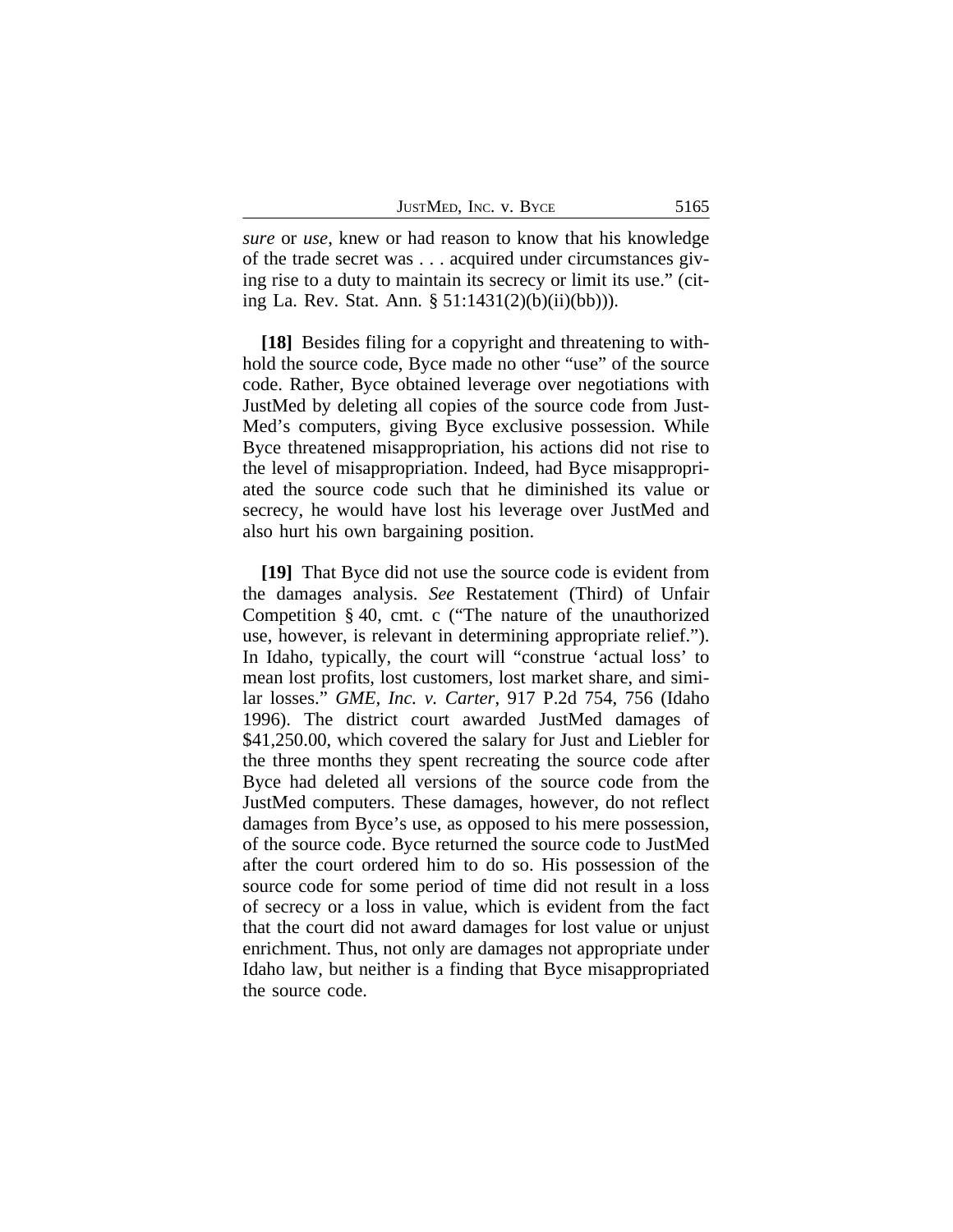*sure* or *use*, knew or had reason to know that his knowledge of the trade secret was . . . acquired under circumstances giving rise to a duty to maintain its secrecy or limit its use." (citing La. Rev. Stat. Ann. § 51:1431(2)(b)(ii)(bb))).

**[18]** Besides filing for a copyright and threatening to withhold the source code, Byce made no other "use" of the source code. Rather, Byce obtained leverage over negotiations with JustMed by deleting all copies of the source code from JustMed's computers, giving Byce exclusive possession. While Byce threatened misappropriation, his actions did not rise to the level of misappropriation. Indeed, had Byce misappropriated the source code such that he diminished its value or secrecy, he would have lost his leverage over JustMed and also hurt his own bargaining position.

**[19]** That Byce did not use the source code is evident from the damages analysis. *See* Restatement (Third) of Unfair Competition § 40, cmt. c ("The nature of the unauthorized use, however, is relevant in determining appropriate relief."). In Idaho, typically, the court will "construe 'actual loss' to mean lost profits, lost customers, lost market share, and similar losses." *GME, Inc. v. Carter*, 917 P.2d 754, 756 (Idaho 1996). The district court awarded JustMed damages of $41,250.00, which covered the salary for Just and Liebler for the three months they spent recreating the source code after Byce had deleted all versions of the source code from the JustMed computers. These damages, however, do not reflect damages from Byce's use, as opposed to his mere possession, of the source code. Byce returned the source code to JustMed after the court ordered him to do so. His possession of the source code for some period of time did not result in a loss of secrecy or a loss in value, which is evident from the fact that the court did not award damages for lost value or unjust enrichment. Thus, not only are damages not appropriate under Idaho law, but neither is a finding that Byce misappropriated the source code.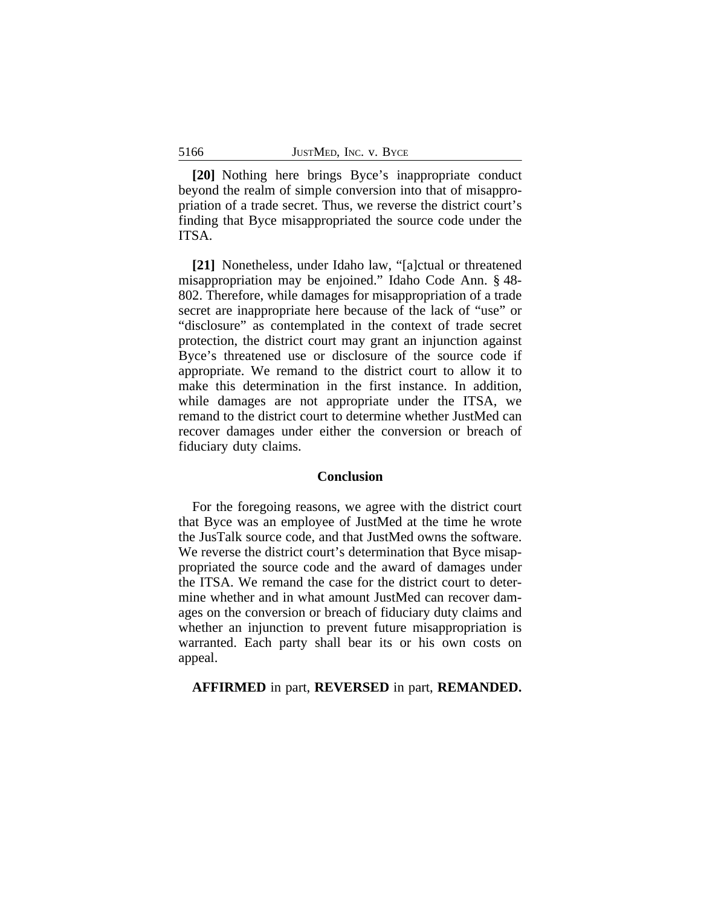**[20]** Nothing here brings Byce's inappropriate conduct beyond the realm of simple conversion into that of misappropriation of a trade secret. Thus, we reverse the district court's finding that Byce misappropriated the source code under the ITSA.

**[21]** Nonetheless, under Idaho law, "[a]ctual or threatened misappropriation may be enjoined." Idaho Code Ann. § 48-802. Therefore, while damages for misappropriation of a trade secret are inappropriate here because of the lack of "use" or "disclosure" as contemplated in the context of trade secret protection, the district court may grant an injunction against Byce's threatened use or disclosure of the source code if appropriate. We remand to the district court to allow it to make this determination in the first instance. In addition, while damages are not appropriate under the ITSA, we remand to the district court to determine whether JustMed can recover damages under either the conversion or breach of fiduciary duty claims.

## Conclusion

For the foregoing reasons, we agree with the district court that Byce was an employee of JustMed at the time he wrote the JusTalk source code, and that JustMed owns the software. We reverse the district court's determination that Byce misappropriated the source code and the award of damages under the ITSA. We remand the case for the district court to determine whether and in what amount JustMed can recover damages on the conversion or breach of fiduciary duty claims and whether an injunction to prevent future misappropriation is warranted. Each party shall bear its or his own costs on appeal.

**AFFIRMED** in part, **REVERSED** in part, **REMANDED.**